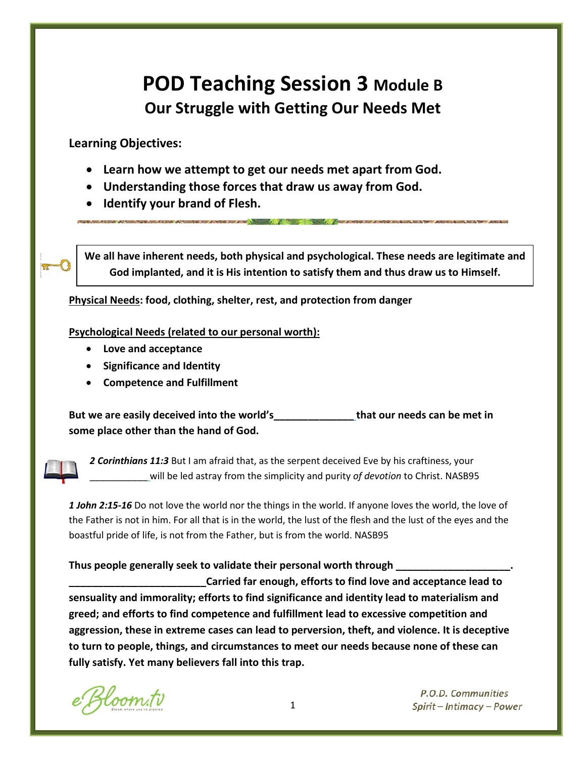# POD Teaching Session 3 Module B

## Our Struggle with Getting Our Needs Met

**Learning Objectives:**

- **Learn how we attempt to get our needs met apart from God.**
- **Understanding those forces that draw us away from God.**
- **Identify your brand of Flesh.**

**We all have inherent needs, both physical and psychological. These needs are legitimate and God implanted, and it is His intention to satisfy them and thus draw us to Himself.**

**Physical Needs: food, clothing, shelter, rest, and protection from danger**

**Psychological Needs (related to our personal worth):**

- **Love and acceptance**
- **Significance and Identity**
- **Competence and Fulfillment**

**But we are easily deceived into the world's______________ that our needs can be met in some place other than the hand of God.**

***2 Corinthians 11:3*** But I am afraid that, as the serpent deceived Eve by his craftiness, your ___________ will be led astray from the simplicity and purity *of devotion* to Christ. NASB95

***1 John 2:15-16*** Do not love the world nor the things in the world. If anyone loves the world, the love of the Father is not in him. For all that is in the world, the lust of the flesh and the lust of the eyes and the boastful pride of life, is not from the Father, but is from the world. NASB95

**Thus people generally seek to validate their personal worth through ____________________. ________________________ Carried far enough, efforts to find love and acceptance lead to sensuality and immorality; efforts to find significance and identity lead to materialism and greed; and efforts to find competence and fulfillment lead to excessive competition and aggression, these in extreme cases can lead to perversion, theft, and violence. It is deceptive to turn to people, things, and circumstances to meet our needs because none of these can fully satisfy. Yet many believers fall into this trap.**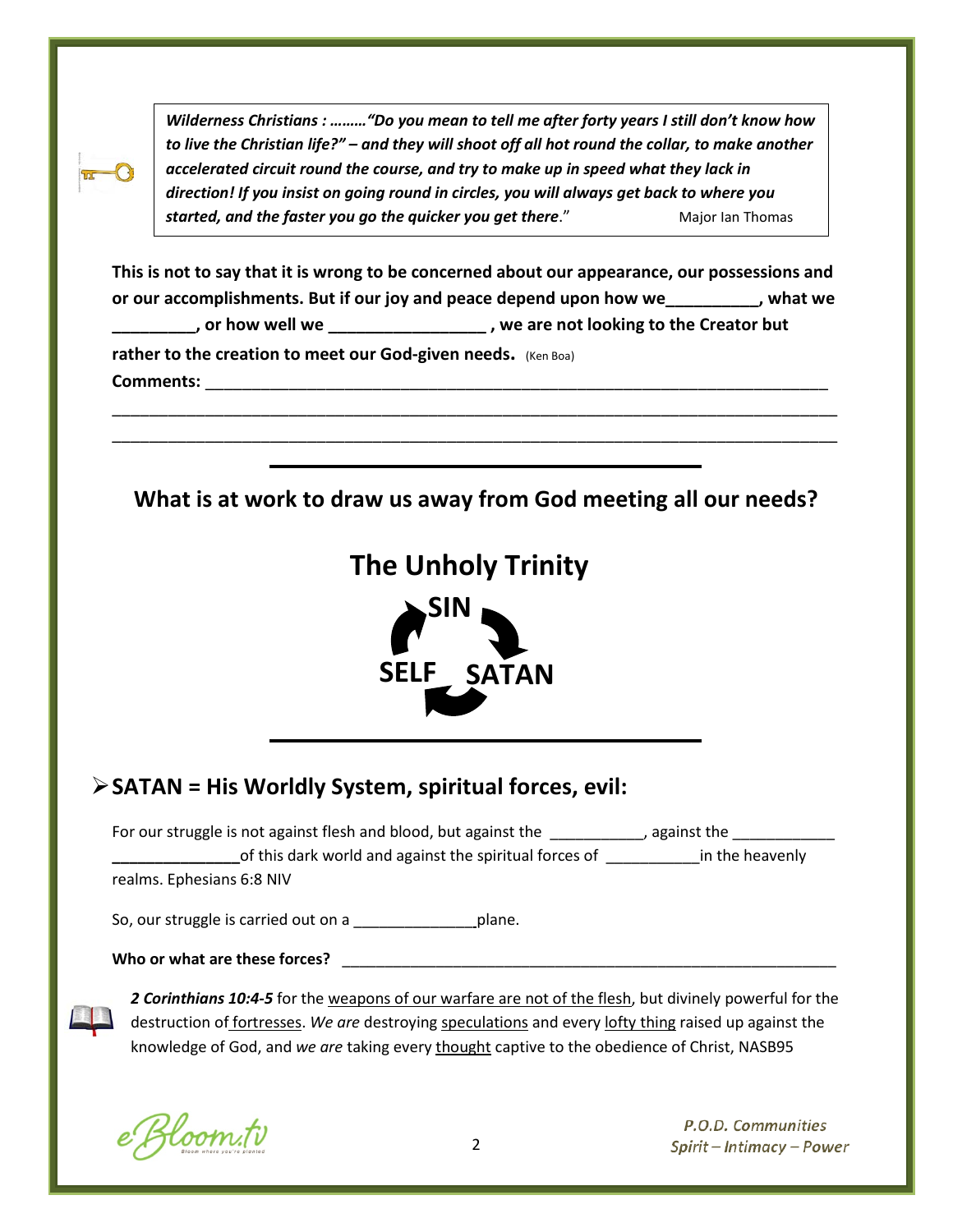> ***Wilderness Christians : ………"Do you mean to tell me after forty years I still don't know how to live the Christian life?" – and they will shoot off all hot round the collar, to make another accelerated circuit round the course, and try to make up in speed what they lack in direction! If you insist on going round in circles, you will always get back to where you started, and the faster you go the quicker you get there*." Major Ian Thomas

**This is not to say that it is wrong to be concerned about our appearance, our possessions and or our accomplishments. But if our joy and peace depend upon how we__________, what we _________, or how well we _________________ , we are not looking to the Creator but rather to the creation to meet our God-given needs.** (Ken Boa)

**Comments:** ___________________________________________________________________________

_______________________________________________________________________________

_______________________________________________________________________________

---

## What is at work to draw us away from God meeting all our needs?

## The Unholy Trinity

**SIN**

**SELF** **SATAN**

---

## ➢ SATAN = His Worldly System, spiritual forces, evil:

For our struggle is not against flesh and blood, but against the ___________, against the ____________ ______________of this dark world and against the spiritual forces of ___________in the heavenly realms. Ephesians 6:8 NIV

So, our struggle is carried out on a ______________plane.

**Who or what are these forces?** ______________________________________________________________

***2 Corinthians 10:4-5*** for the <u>weapons of our warfare are not of the flesh</u>, but divinely powerful for the destruction of <u>fortresses</u>. *We are* destroying <u>speculations</u> and every <u>lofty thing</u> raised up against the knowledge of God, and *we are* taking every <u>thought</u> captive to the obedience of Christ, NASB95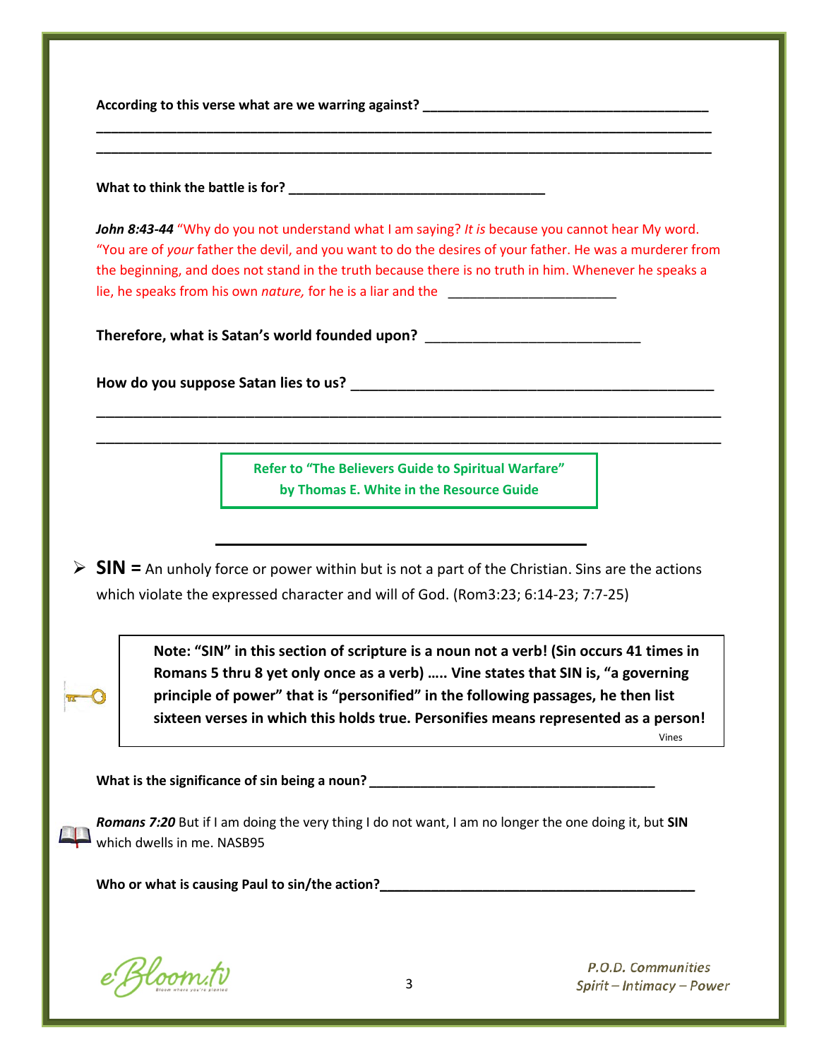**According to this verse what are we warring against? ________________________________________**

**______________________________________________________________________________**

**______________________________________________________________________________**

**What to think the battle is for? ___________________________________**

***John 8:43-44*** "Why do you not understand what I am saying? *It is* because you cannot hear My word. "You are of *your* father the devil, and you want to do the desires of your father. He was a murderer from the beginning, and does not stand in the truth because there is no truth in him. Whenever he speaks a lie, he speaks from his own *nature,* for he is a liar and the ______________________

**Therefore, what is Satan's world founded upon?** ____________________________

**How do you suppose Satan lies to us? ________________________________________________**

______________________________________________________________________________

______________________________________________________________________________

**Refer to "The Believers Guide to Spiritual Warfare" by Thomas E. White in the Resource Guide**

---

- **SIN =** An unholy force or power within but is not a part of the Christian. Sins are the actions which violate the expressed character and will of God. (Rom3:23; 6:14-23; 7:7-25)

> **Note: "SIN" in this section of scripture is a noun not a verb! (Sin occurs 41 times in Romans 5 thru 8 yet only once as a verb) ….. Vine states that SIN is, "a governing principle of power" that is "personified" in the following passages, he then list sixteen verses in which this holds true. Personifies means represented as a person!**
>
> Vines

**What is the significance of sin being a noun? ________________________________________**

***Romans 7:20*** But if I am doing the very thing I do not want, I am no longer the one doing it, but **SIN** which dwells in me. NASB95

**Who or what is causing Paul to sin/the action?____________________________________________**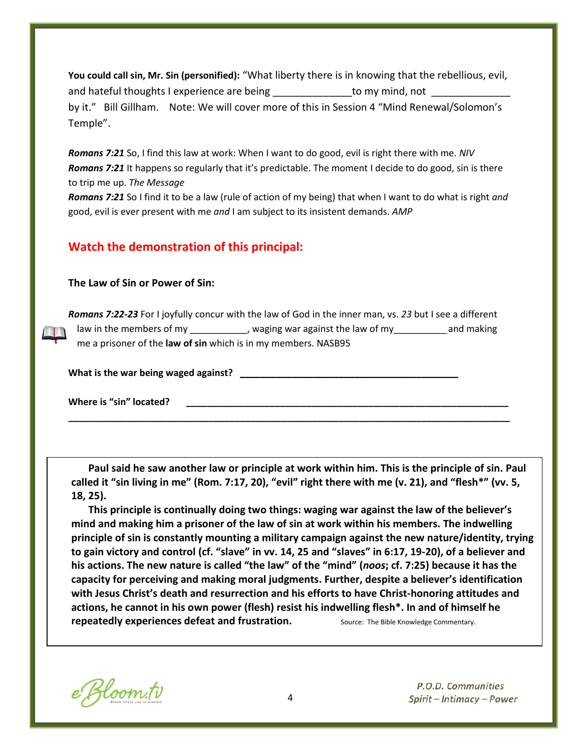**You could call sin, Mr. Sin (personified):** “What liberty there is in knowing that the rebellious, evil, and hateful thoughts I experience are being ______________to my mind, not ______________ by it.” Bill Gillham. Note: We will cover more of this in Session 4 “Mind Renewal/Solomon’s Temple”.

***Romans 7:21*** So, I find this law at work: When I want to do good, evil is right there with me. *NIV*
***Romans 7:21*** It happens so regularly that it’s predictable. The moment I decide to do good, sin is there to trip me up. *The Message*
***Romans 7:21*** So I find it to be a law (rule of action of my being) that when I want to do what is right *and* good, evil is ever present with me *and* I am subject to its insistent demands. *AMP*

## Watch the demonstration of this principal:

**The Law of Sin or Power of Sin:**

***Romans 7:22-23*** For I joyfully concur with the law of God in the inner man, vs. *23* but I see a different law in the members of my ___________, waging war against the law of my__________ and making me a prisoner of the **law of sin** which is in my members. NASB95

**What is the war being waged against?** ___________________________________________

**Where is “sin” located?** _________________________________________________________________
_____________________________________________________________________________________

**Paul said he saw another law or principle at work within him. This is the principle of sin. Paul called it “sin living in me” (Rom. 7:17, 20), “evil” right there with me (v. 21), and “flesh*” (vv. 5, 18, 25).**

**This principle is continually doing two things: waging war against the law of the believer’s mind and making him a prisoner of the law of sin at work within his members. The indwelling principle of sin is constantly mounting a military campaign against the new nature/identity, trying to gain victory and control (cf. “slave” in vv. 14, 25 and “slaves” in 6:17, 19-20), of a believer and his actions. The new nature is called “the law” of the “mind” (*noos*; cf. 7:25) because it has the capacity for perceiving and making moral judgments. Further, despite a believer’s identification with Jesus Christ’s death and resurrection and his efforts to have Christ-honoring attitudes and actions, he cannot in his own power (flesh) resist his indwelling flesh*. In and of himself he repeatedly experiences defeat and frustration.** Source: The Bible Knowledge Commentary.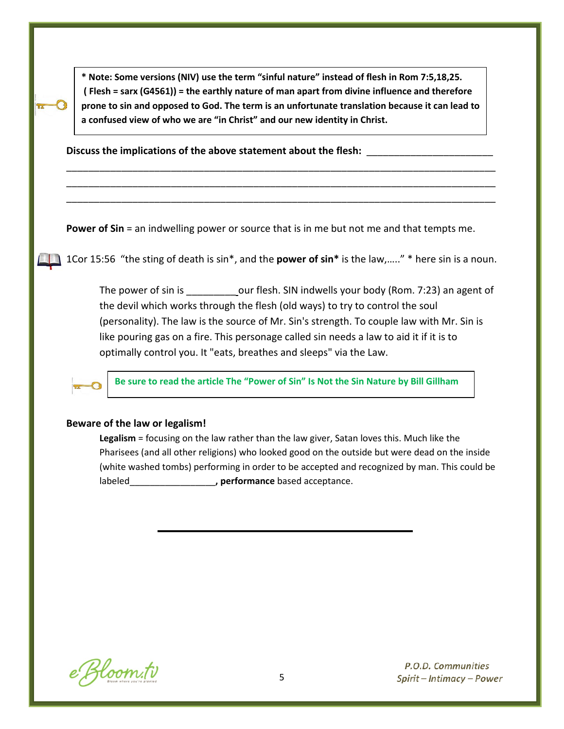> **\* Note: Some versions (NIV) use the term “sinful nature” instead of flesh in Rom 7:5,18,25. ( Flesh = sarx (G4561)) = the earthly nature of man apart from divine influence and therefore prone to sin and opposed to God. The term is an unfortunate translation because it can lead to a confused view of who we are “in Christ” and our new identity in Christ.**

**Discuss the implications of the above statement about the flesh:** ______________________

_______________________________________________________________________________

_______________________________________________________________________________

_______________________________________________________________________________

**Power of Sin** = an indwelling power or source that is in me but not me and that tempts me.

1Cor 15:56 “the sting of death is sin*, and the **power of sin*** is the law,…..” * here sin is a noun.

The power of sin is _________our flesh. SIN indwells your body (Rom. 7:23) an agent of the devil which works through the flesh (old ways) to try to control the soul (personality). The law is the source of Mr. Sin's strength. To couple law with Mr. Sin is like pouring gas on a fire. This personage called sin needs a law to aid it if it is to optimally control you. It "eats, breathes and sleeps" via the Law.

> **Be sure to read the article The “Power of Sin” Is Not the Sin Nature by Bill Gillham**

**Beware of the law or legalism!**

**Legalism** = focusing on the law rather than the law giver, Satan loves this. Much like the Pharisees (and all other religions) who looked good on the outside but were dead on the inside (white washed tombs) performing in order to be accepted and recognized by man. This could be labeled_________________**, performance** based acceptance.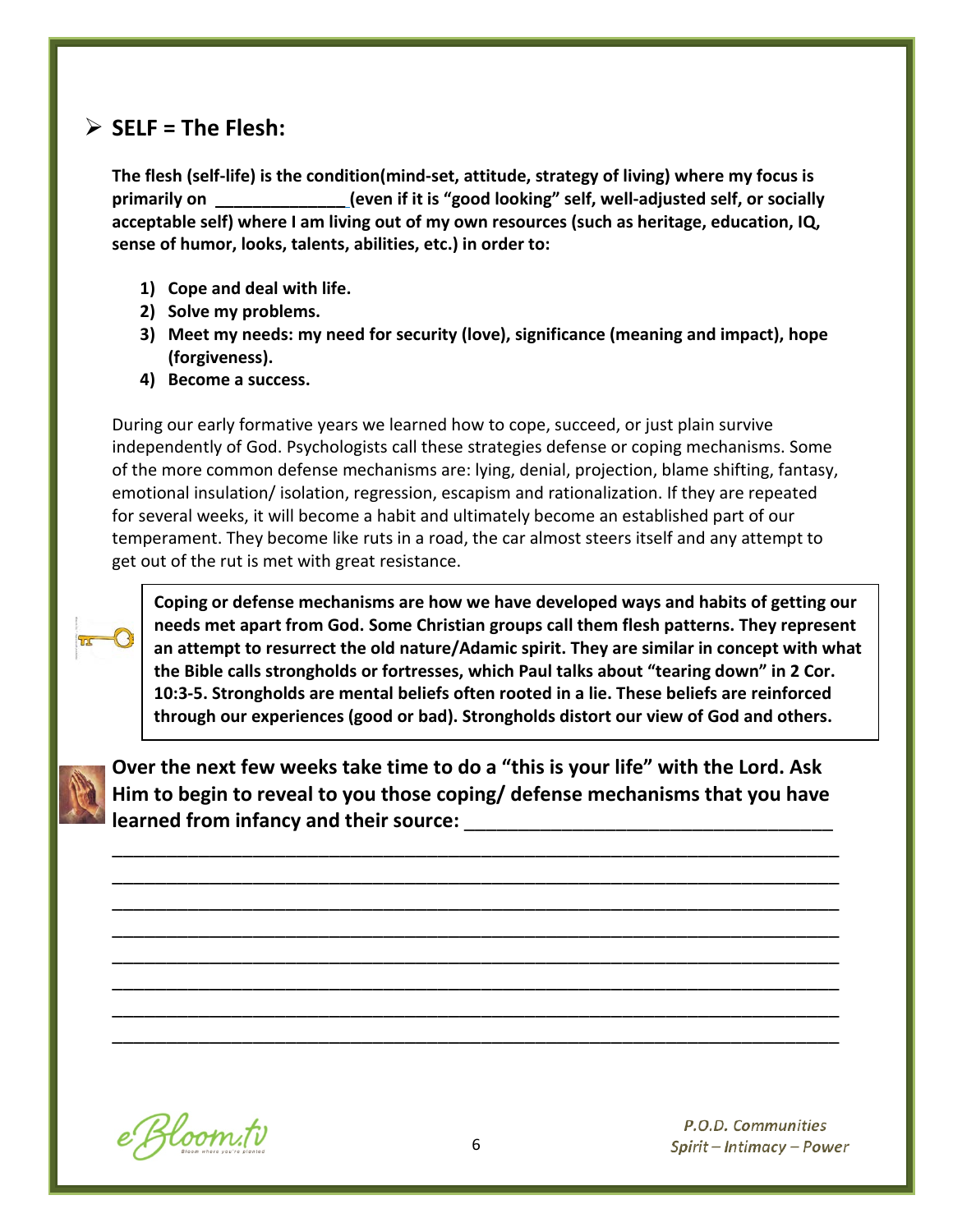- **SELF = The Flesh:**

**The flesh (self-life) is the condition(mind-set, attitude, strategy of living) where my focus is primarily on ______________ (even if it is "good looking" self, well-adjusted self, or socially acceptable self) where I am living out of my own resources (such as heritage, education, IQ, sense of humor, looks, talents, abilities, etc.) in order to:**

1) **Cope and deal with life.**
2) **Solve my problems.**
3) **Meet my needs: my need for security (love), significance (meaning and impact), hope (forgiveness).**
4) **Become a success.**

During our early formative years we learned how to cope, succeed, or just plain survive independently of God. Psychologists call these strategies defense or coping mechanisms. Some of the more common defense mechanisms are: lying, denial, projection, blame shifting, fantasy, emotional insulation/ isolation, regression, escapism and rationalization. If they are repeated for several weeks, it will become a habit and ultimately become an established part of our temperament. They become like ruts in a road, the car almost steers itself and any attempt to get out of the rut is met with great resistance.

> **Coping or defense mechanisms are how we have developed ways and habits of getting our needs met apart from God. Some Christian groups call them flesh patterns. They represent an attempt to resurrect the old nature/Adamic spirit. They are similar in concept with what the Bible calls strongholds or fortresses, which Paul talks about "tearing down" in 2 Cor. 10:3-5. Strongholds are mental beliefs often rooted in a lie. These beliefs are reinforced through our experiences (good or bad). Strongholds distort our view of God and others.**

**Over the next few weeks take time to do a "this is your life" with the Lord. Ask Him to begin to reveal to you those coping/ defense mechanisms that you have learned from infancy and their source:** ___________________________________

___________________________________________________________________________

___________________________________________________________________________

___________________________________________________________________________

___________________________________________________________________________

___________________________________________________________________________

___________________________________________________________________________

___________________________________________________________________________

___________________________________________________________________________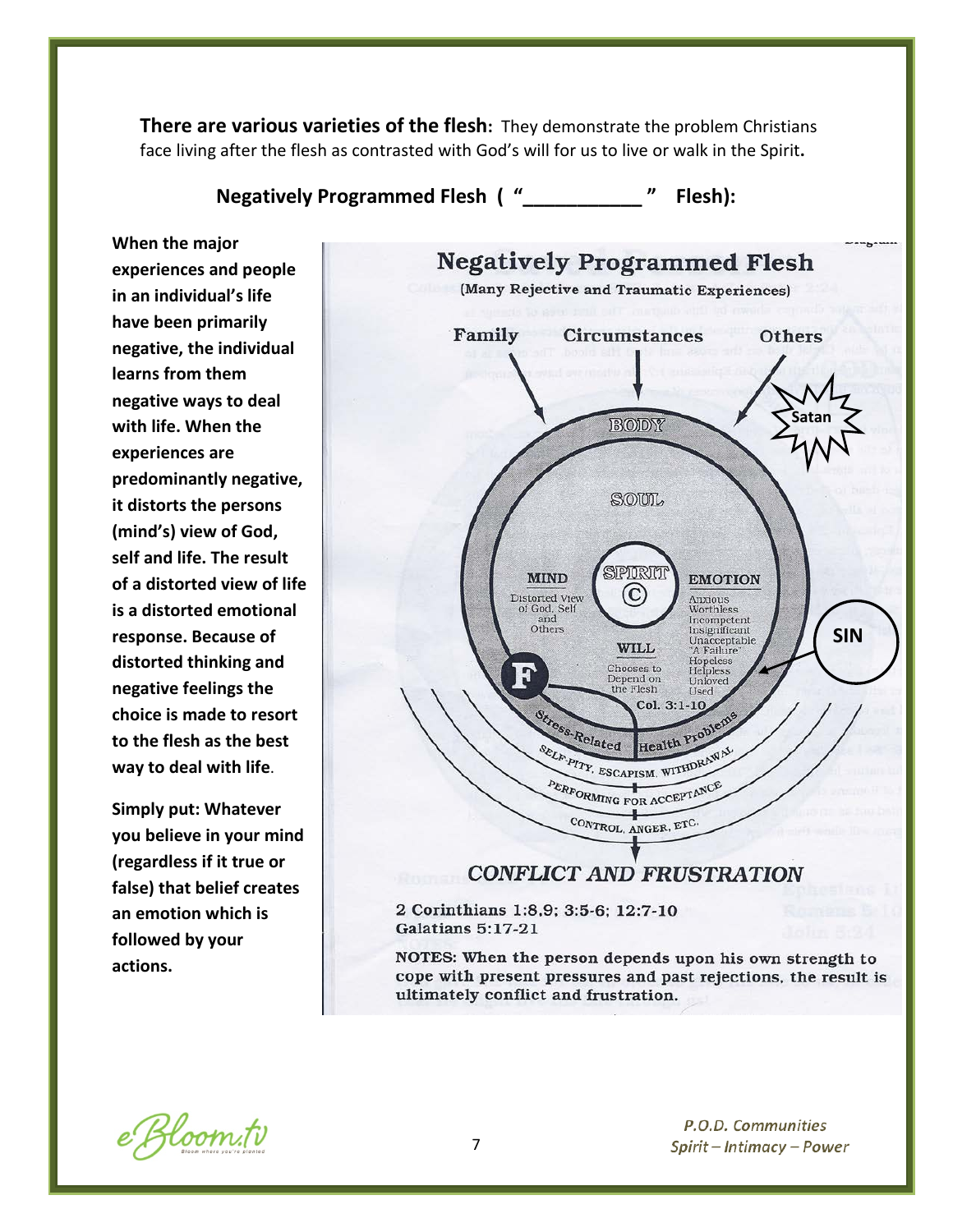**There are various varieties of the flesh:** They demonstrate the problem Christians face living after the flesh as contrasted with God's will for us to live or walk in the Spirit**.**

## Negatively Programmed Flesh ( "__________ " Flesh):

**When the major experiences and people in an individual's life have been primarily negative, the individual learns from them negative ways to deal with life. When the experiences are predominantly negative, it distorts the persons (mind's) view of God, self and life. The result of a distorted view of life is a distorted emotional response. Because of distorted thinking and negative feelings the choice is made to resort to the flesh as the best way to deal with life**.

**Simply put: Whatever you believe in your mind (regardless if it true or false) that belief creates an emotion which is followed by your actions.**

**Negatively Programmed Flesh**

(Many Rejective and Traumatic Experiences)

Family — Circumstances — Others — Satan

BODY

SOUL

MIND: Distorted View of God, Self and Others

SPIRIT (C)

EMOTION: Anxious, Worthless, Incompetent, Insignificant, Unacceptable, "A Failure", Hopeless, Helpless, Unloved, Used

SIN

F

WILL: Chooses to Depend on the Flesh

Col. 3:1-10

Stress-Related Health Problems

SELF-PITY, ESCAPISM, WITHDRAWAL

PERFORMING FOR ACCEPTANCE

CONTROL, ANGER, ETC.

*CONFLICT AND FRUSTRATION*

**2 Corinthians 1:8,9; 3:5-6; 12:7-10**
**Galatians 5:17-21**

**NOTES: When the person depends upon his own strength to cope with present pressures and past rejections, the result is ultimately conflict and frustration.**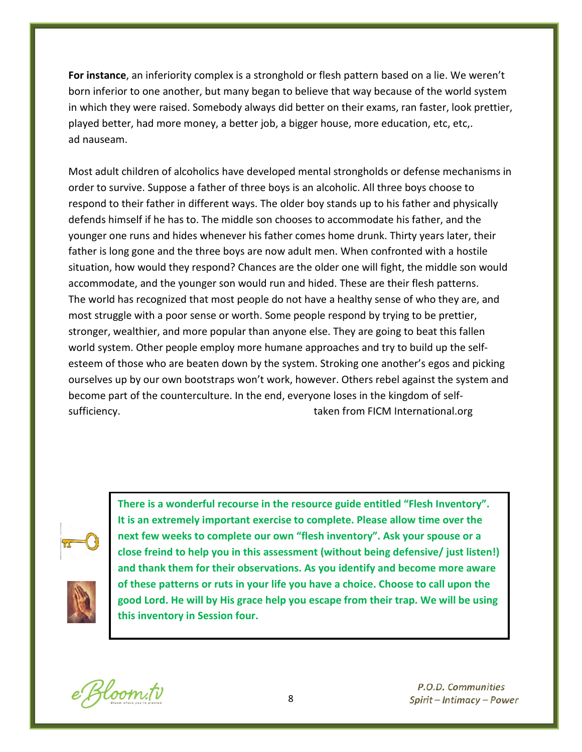**For instance**, an inferiority complex is a stronghold or flesh pattern based on a lie. We weren't born inferior to one another, but many began to believe that way because of the world system in which they were raised. Somebody always did better on their exams, ran faster, look prettier, played better, had more money, a better job, a bigger house, more education, etc, etc,. ad nauseam.

Most adult children of alcoholics have developed mental strongholds or defense mechanisms in order to survive. Suppose a father of three boys is an alcoholic. All three boys choose to respond to their father in different ways. The older boy stands up to his father and physically defends himself if he has to. The middle son chooses to accommodate his father, and the younger one runs and hides whenever his father comes home drunk. Thirty years later, their father is long gone and the three boys are now adult men. When confronted with a hostile situation, how would they respond? Chances are the older one will fight, the middle son would accommodate, and the younger son would run and hided. These are their flesh patterns. The world has recognized that most people do not have a healthy sense of who they are, and most struggle with a poor sense or worth. Some people respond by trying to be prettier, stronger, wealthier, and more popular than anyone else. They are going to beat this fallen world system. Other people employ more humane approaches and try to build up the self-esteem of those who are beaten down by the system. Stroking one another's egos and picking ourselves up by our own bootstraps won't work, however. Others rebel against the system and become part of the counterculture. In the end, everyone loses in the kingdom of self-sufficiency. taken from FICM International.org

**There is a wonderful recourse in the resource guide entitled "Flesh Inventory". It is an extremely important exercise to complete. Please allow time over the next few weeks to complete our own "flesh inventory". Ask your spouse or a close freind to help you in this assessment (without being defensive/ just listen!) and thank them for their observations. As you identify and become more aware of these patterns or ruts in your life you have a choice. Choose to call upon the good Lord. He will by His grace help you escape from their trap. We will be using this inventory in Session four.**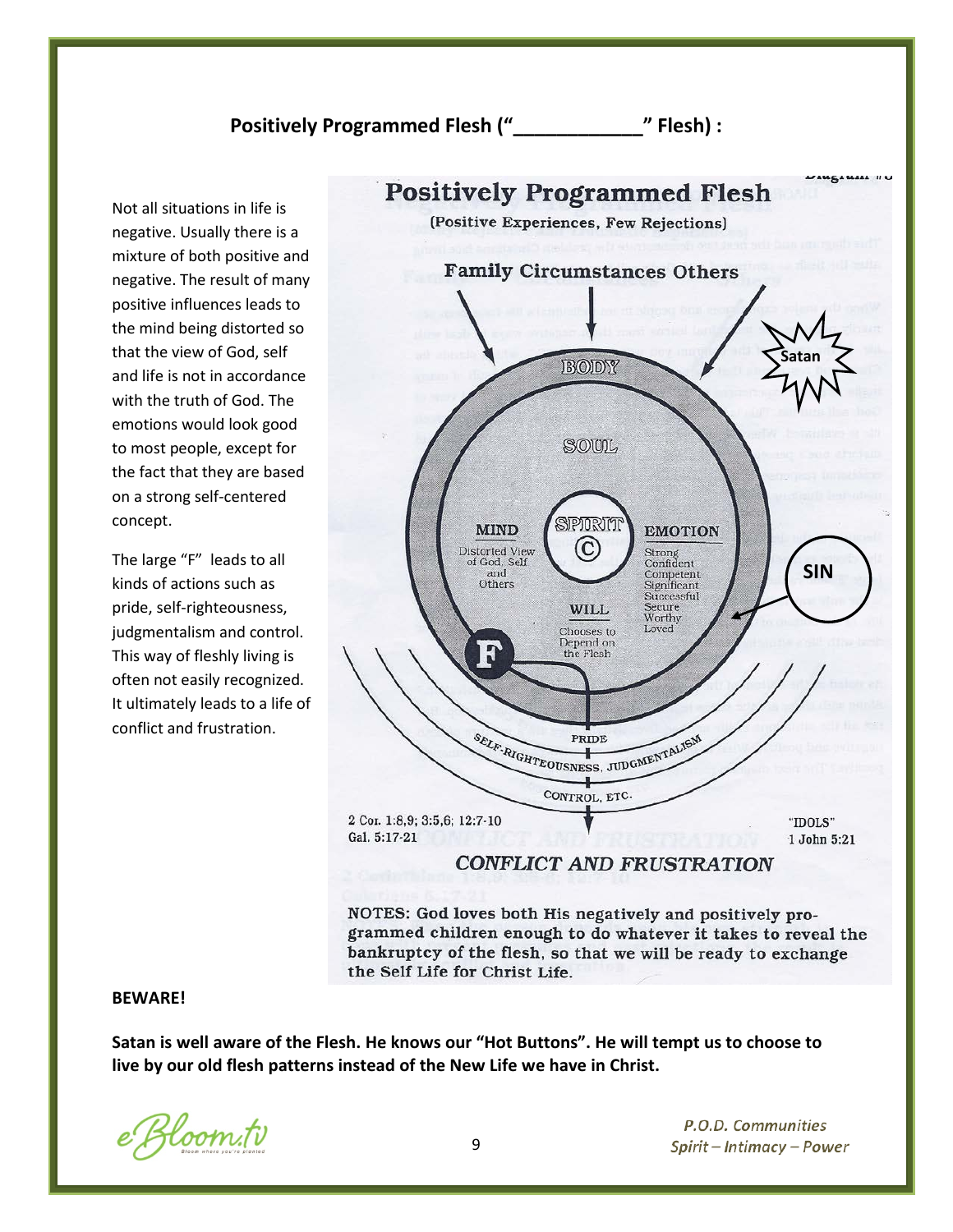## Positively Programmed Flesh ("\_\_\_\_\_\_\_\_\_\_\_\_" Flesh) :

Not all situations in life is negative. Usually there is a mixture of both positive and negative. The result of many positive influences leads to the mind being distorted so that the view of God, self and life is not in accordance with the truth of God. The emotions would look good to most people, except for the fact that they are based on a strong self-centered concept.

The large "F" leads to all kinds of actions such as pride, self-righteousness, judgmentalism and control. This way of fleshly living is often not easily recognized. It ultimately leads to a life of conflict and frustration.

### Positively Programmed Flesh

(Positive Experiences, Few Rejections)

Family Circumstances Others

Satan

BODY

SOUL

SPIRIT ©

MIND: Distorted View of God, Self and Others

EMOTION: Strong, Confident, Competent, Significant, Successful, Secure, Worthy, Loved

SIN

WILL: Chooses to Depend on the Flesh

F

PRIDE

SELF-RIGHTEOUSNESS, JUDGMENTALISM

CONTROL, ETC.

2 Cor. 1:8,9; 3:5,6; 12:7-10
Gal. 5:17-21

"IDOLS"
1 John 5:21

*CONFLICT AND FRUSTRATION*

NOTES: God loves both His negatively and positively programmed children enough to do whatever it takes to reveal the bankruptcy of the flesh, so that we will be ready to exchange the Self Life for Christ Life.

**BEWARE!**

**Satan is well aware of the Flesh. He knows our "Hot Buttons". He will tempt us to choose to live by our old flesh patterns instead of the New Life we have in Christ.**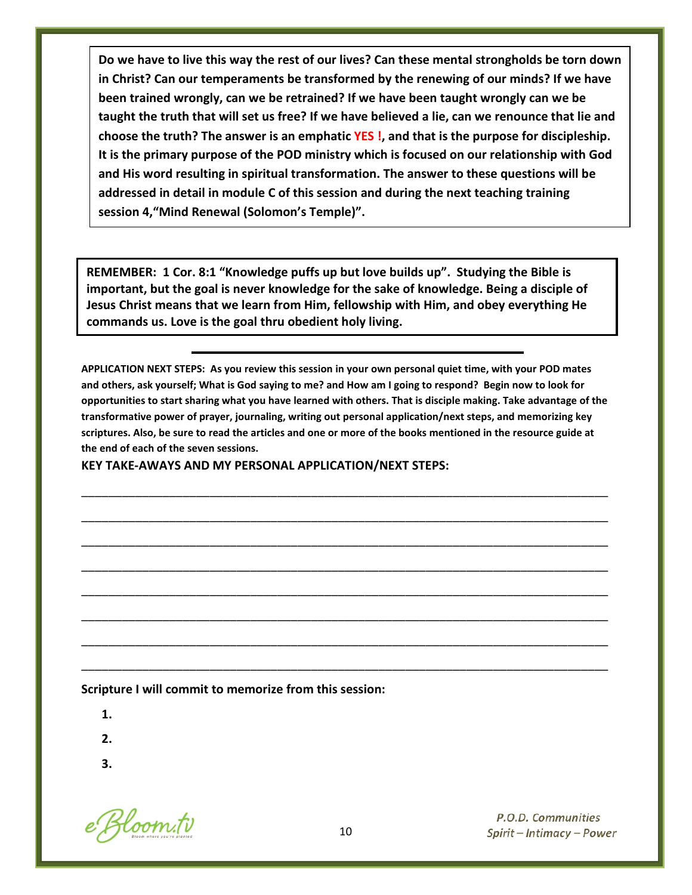**Do we have to live this way the rest of our lives? Can these mental strongholds be torn down in Christ? Can our temperaments be transformed by the renewing of our minds? If we have been trained wrongly, can we be retrained? If we have been taught wrongly can we be taught the truth that will set us free? If we have believed a lie, can we renounce that lie and choose the truth? The answer is an emphatic YES !, and that is the purpose for discipleship. It is the primary purpose of the POD ministry which is focused on our relationship with God and His word resulting in spiritual transformation. The answer to these questions will be addressed in detail in module C of this session and during the next teaching training session 4,"Mind Renewal (Solomon's Temple)".**

**REMEMBER: 1 Cor. 8:1 "Knowledge puffs up but love builds up". Studying the Bible is important, but the goal is never knowledge for the sake of knowledge. Being a disciple of Jesus Christ means that we learn from Him, fellowship with Him, and obey everything He commands us. Love is the goal thru obedient holy living.**

---

**APPLICATION NEXT STEPS: As you review this session in your own personal quiet time, with your POD mates and others, ask yourself; What is God saying to me? and How am I going to respond? Begin now to look for opportunities to start sharing what you have learned with others. That is disciple making. Take advantage of the transformative power of prayer, journaling, writing out personal application/next steps, and memorizing key scriptures. Also, be sure to read the articles and one or more of the books mentioned in the resource guide at the end of each of the seven sessions.**

**KEY TAKE-AWAYS AND MY PERSONAL APPLICATION/NEXT STEPS:**

___________________________________________________________________________

___________________________________________________________________________

___________________________________________________________________________

___________________________________________________________________________

___________________________________________________________________________

___________________________________________________________________________

___________________________________________________________________________

___________________________________________________________________________

**Scripture I will commit to memorize from this session:**

1.
2.
3.

eBloom.tv
Bloom where you're planted

*P.O.D. Communities*
*Spirit – Intimacy – Power*